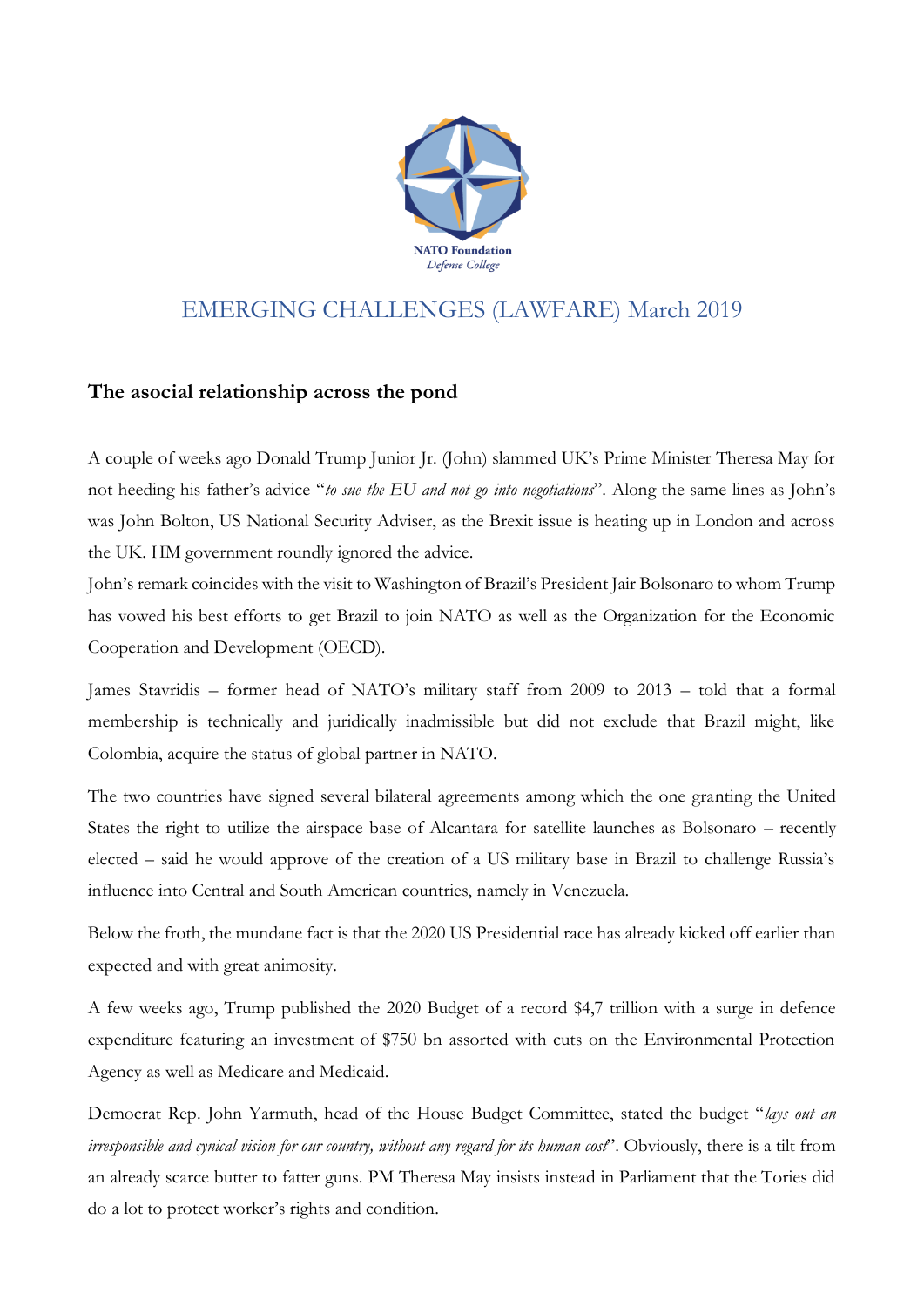NATO Foundation
*Defense College*

# EMERGING CHALLENGES (LAWFARE) March 2019

## The asocial relationship across the pond

A couple of weeks ago Donald Trump Junior Jr. (John) slammed UK's Prime Minister Theresa May for not heeding his father's advice "*to sue the EU and not go into negotiations*". Along the same lines as John's was John Bolton, US National Security Adviser, as the Brexit issue is heating up in London and across the UK. HM government roundly ignored the advice.

John's remark coincides with the visit to Washington of Brazil's President Jair Bolsonaro to whom Trump has vowed his best efforts to get Brazil to join NATO as well as the Organization for the Economic Cooperation and Development (OECD).

James Stavridis – former head of NATO's military staff from 2009 to 2013 – told that a formal membership is technically and juridically inadmissible but did not exclude that Brazil might, like Colombia, acquire the status of global partner in NATO.

The two countries have signed several bilateral agreements among which the one granting the United States the right to utilize the airspace base of Alcantara for satellite launches as Bolsonaro – recently elected – said he would approve of the creation of a US military base in Brazil to challenge Russia's influence into Central and South American countries, namely in Venezuela.

Below the froth, the mundane fact is that the 2020 US Presidential race has already kicked off earlier than expected and with great animosity.

A few weeks ago, Trump published the 2020 Budget of a record $4,7 trillion with a surge in defence expenditure featuring an investment of $750 bn assorted with cuts on the Environmental Protection Agency as well as Medicare and Medicaid.

Democrat Rep. John Yarmuth, head of the House Budget Committee, stated the budget "*lays out an irresponsible and cynical vision for our country, without any regard for its human cost*". Obviously, there is a tilt from an already scarce butter to fatter guns. PM Theresa May insists instead in Parliament that the Tories did do a lot to protect worker's rights and condition.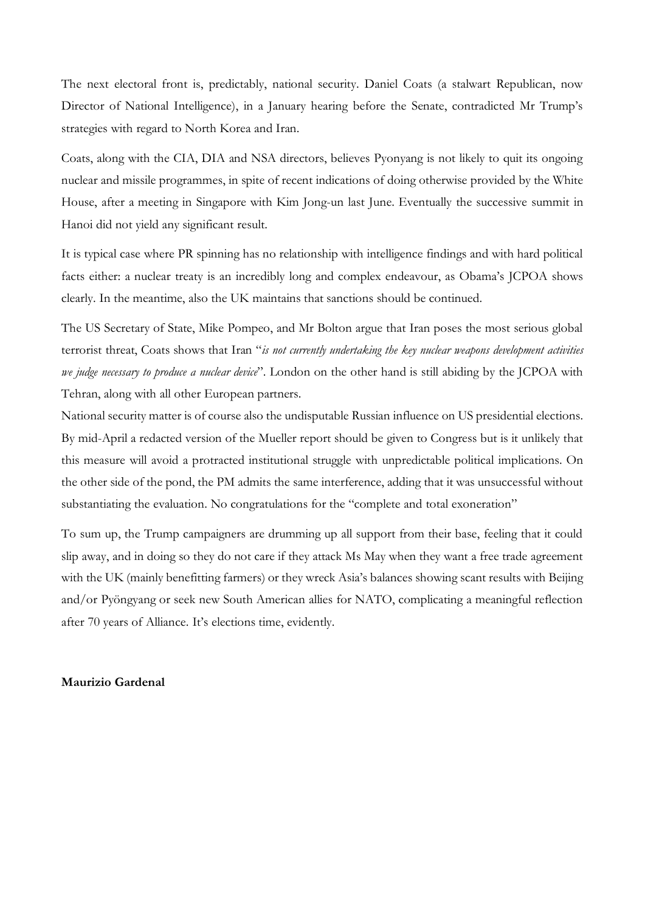The next electoral front is, predictably, national security. Daniel Coats (a stalwart Republican, now Director of National Intelligence), in a January hearing before the Senate, contradicted Mr Trump's strategies with regard to North Korea and Iran.

Coats, along with the CIA, DIA and NSA directors, believes Pyonyang is not likely to quit its ongoing nuclear and missile programmes, in spite of recent indications of doing otherwise provided by the White House, after a meeting in Singapore with Kim Jong-un last June. Eventually the successive summit in Hanoi did not yield any significant result.

It is typical case where PR spinning has no relationship with intelligence findings and with hard political facts either: a nuclear treaty is an incredibly long and complex endeavour, as Obama's JCPOA shows clearly. In the meantime, also the UK maintains that sanctions should be continued.

The US Secretary of State, Mike Pompeo, and Mr Bolton argue that Iran poses the most serious global terrorist threat, Coats shows that Iran "*is not currently undertaking the key nuclear weapons development activities we judge necessary to produce a nuclear device*". London on the other hand is still abiding by the JCPOA with Tehran, along with all other European partners.

National security matter is of course also the undisputable Russian influence on US presidential elections. By mid-April a redacted version of the Mueller report should be given to Congress but is it unlikely that this measure will avoid a protracted institutional struggle with unpredictable political implications. On the other side of the pond, the PM admits the same interference, adding that it was unsuccessful without substantiating the evaluation. No congratulations for the "complete and total exoneration"

To sum up, the Trump campaigners are drumming up all support from their base, feeling that it could slip away, and in doing so they do not care if they attack Ms May when they want a free trade agreement with the UK (mainly benefitting farmers) or they wreck Asia's balances showing scant results with Beijing and/or Pyöngyang or seek new South American allies for NATO, complicating a meaningful reflection after 70 years of Alliance. It's elections time, evidently.

**Maurizio Gardenal**